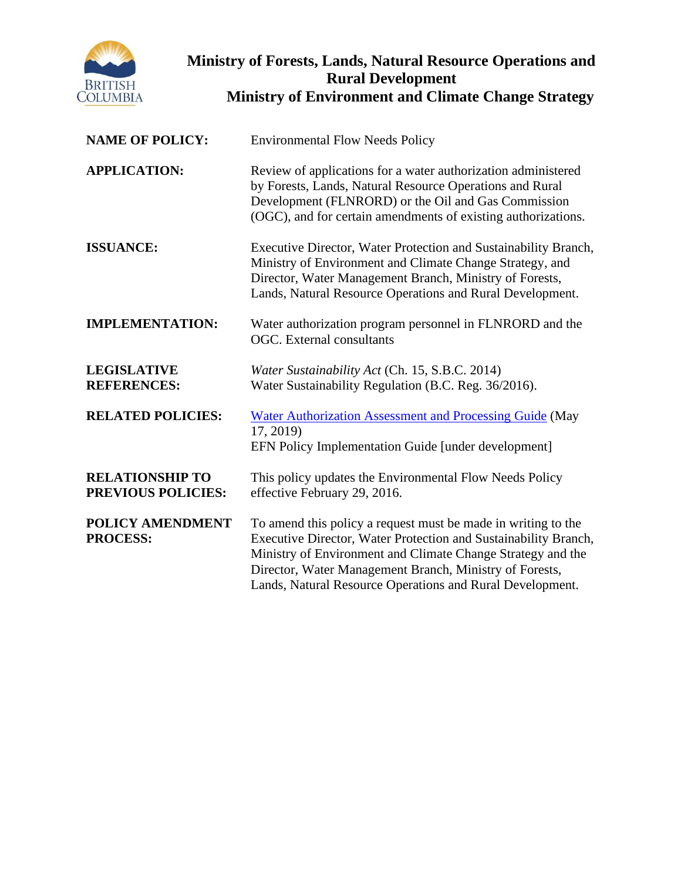# Ministry of Forests, Lands, Natural Resource Operations and Rural Development
# Ministry of Environment and Climate Change Strategy

| | |
|---|---|
| **NAME OF POLICY:** | Environmental Flow Needs Policy |
| **APPLICATION:** | Review of applications for a water authorization administered by Forests, Lands, Natural Resource Operations and Rural Development (FLNRORD) or the Oil and Gas Commission (OGC), and for certain amendments of existing authorizations. |
| **ISSUANCE:** | Executive Director, Water Protection and Sustainability Branch, Ministry of Environment and Climate Change Strategy, and Director, Water Management Branch, Ministry of Forests, Lands, Natural Resource Operations and Rural Development. |
| **IMPLEMENTATION:** | Water authorization program personnel in FLNRORD and the OGC. External consultants |
| **LEGISLATIVE REFERENCES:** | *Water Sustainability Act* (Ch. 15, S.B.C. 2014)<br>Water Sustainability Regulation (B.C. Reg. 36/2016). |
| **RELATED POLICIES:** | Water Authorization Assessment and Processing Guide (May 17, 2019)<br>EFN Policy Implementation Guide [under development] |
| **RELATIONSHIP TO PREVIOUS POLICIES:** | This policy updates the Environmental Flow Needs Policy effective February 29, 2016. |
| **POLICY AMENDMENT PROCESS:** | To amend this policy a request must be made in writing to the Executive Director, Water Protection and Sustainability Branch, Ministry of Environment and Climate Change Strategy and the Director, Water Management Branch, Ministry of Forests, Lands, Natural Resource Operations and Rural Development. |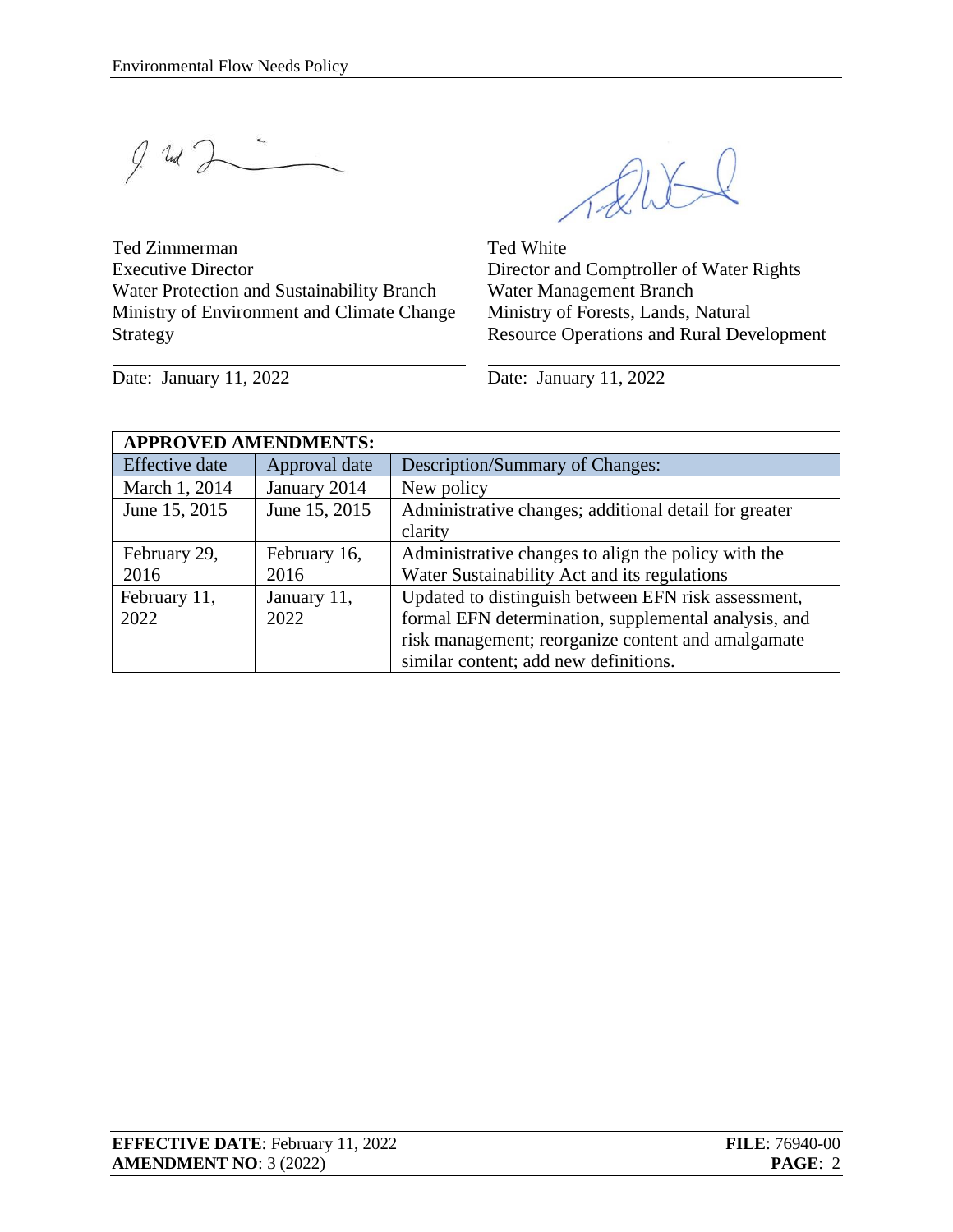Ted Zimmerman
Executive Director
Water Protection and Sustainability Branch
Ministry of Environment and Climate Change Strategy

Date: January 11, 2022

Ted White
Director and Comptroller of Water Rights
Water Management Branch
Ministry of Forests, Lands, Natural Resource Operations and Rural Development

Date: January 11, 2022

| **APPROVED AMENDMENTS:** | | |
|---|---|---|
| Effective date | Approval date | Description/Summary of Changes: |
| March 1, 2014 | January 2014 | New policy |
| June 15, 2015 | June 15, 2015 | Administrative changes; additional detail for greater clarity |
| February 29, 2016 | February 16, 2016 | Administrative changes to align the policy with the Water Sustainability Act and its regulations |
| February 11, 2022 | January 11, 2022 | Updated to distinguish between EFN risk assessment, formal EFN determination, supplemental analysis, and risk management; reorganize content and amalgamate similar content; add new definitions. |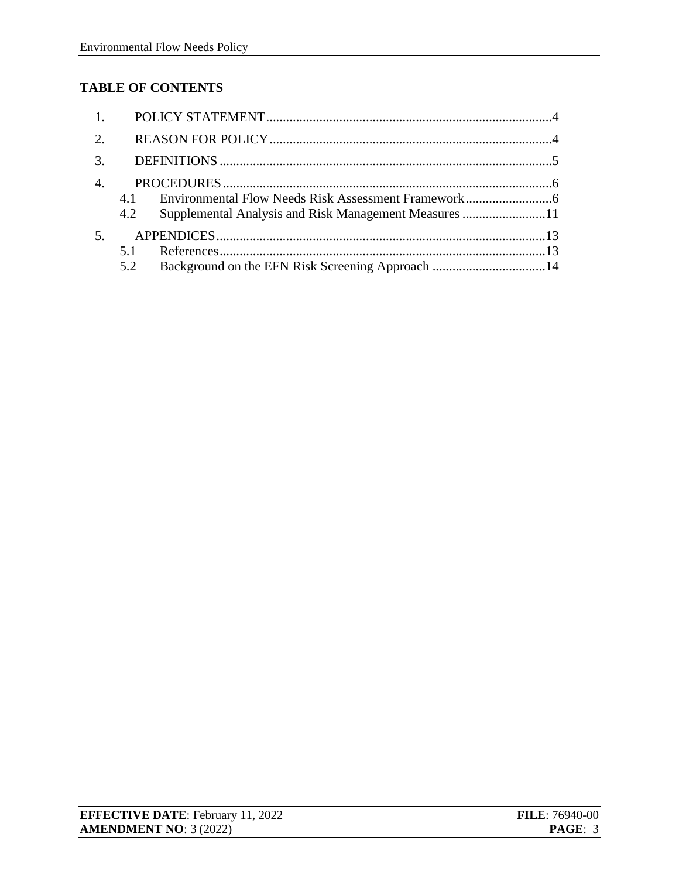**TABLE OF CONTENTS**

1. POLICY STATEMENT ..... 4
2. REASON FOR POLICY ..... 4
3. DEFINITIONS ..... 5
4. PROCEDURES ..... 6
   - 4.1 Environmental Flow Needs Risk Assessment Framework ..... 6
   - 4.2 Supplemental Analysis and Risk Management Measures ..... 11
5. APPENDICES ..... 13
   - 5.1 References ..... 13
   - 5.2 Background on the EFN Risk Screening Approach ..... 14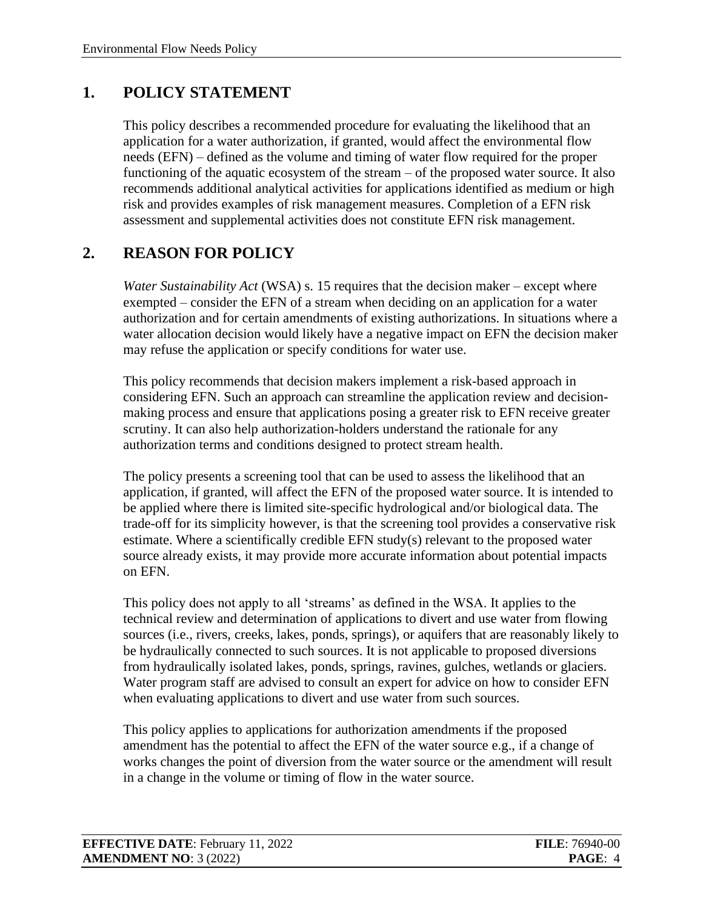## 1. POLICY STATEMENT

This policy describes a recommended procedure for evaluating the likelihood that an application for a water authorization, if granted, would affect the environmental flow needs (EFN) – defined as the volume and timing of water flow required for the proper functioning of the aquatic ecosystem of the stream – of the proposed water source. It also recommends additional analytical activities for applications identified as medium or high risk and provides examples of risk management measures. Completion of a EFN risk assessment and supplemental activities does not constitute EFN risk management.

## 2. REASON FOR POLICY

*Water Sustainability Act* (WSA) s. 15 requires that the decision maker – except where exempted – consider the EFN of a stream when deciding on an application for a water authorization and for certain amendments of existing authorizations. In situations where a water allocation decision would likely have a negative impact on EFN the decision maker may refuse the application or specify conditions for water use.

This policy recommends that decision makers implement a risk-based approach in considering EFN. Such an approach can streamline the application review and decision-making process and ensure that applications posing a greater risk to EFN receive greater scrutiny. It can also help authorization-holders understand the rationale for any authorization terms and conditions designed to protect stream health.

The policy presents a screening tool that can be used to assess the likelihood that an application, if granted, will affect the EFN of the proposed water source. It is intended to be applied where there is limited site-specific hydrological and/or biological data. The trade-off for its simplicity however, is that the screening tool provides a conservative risk estimate. Where a scientifically credible EFN study(s) relevant to the proposed water source already exists, it may provide more accurate information about potential impacts on EFN.

This policy does not apply to all 'streams' as defined in the WSA. It applies to the technical review and determination of applications to divert and use water from flowing sources (i.e., rivers, creeks, lakes, ponds, springs), or aquifers that are reasonably likely to be hydraulically connected to such sources. It is not applicable to proposed diversions from hydraulically isolated lakes, ponds, springs, ravines, gulches, wetlands or glaciers. Water program staff are advised to consult an expert for advice on how to consider EFN when evaluating applications to divert and use water from such sources.

This policy applies to applications for authorization amendments if the proposed amendment has the potential to affect the EFN of the water source e.g., if a change of works changes the point of diversion from the water source or the amendment will result in a change in the volume or timing of flow in the water source.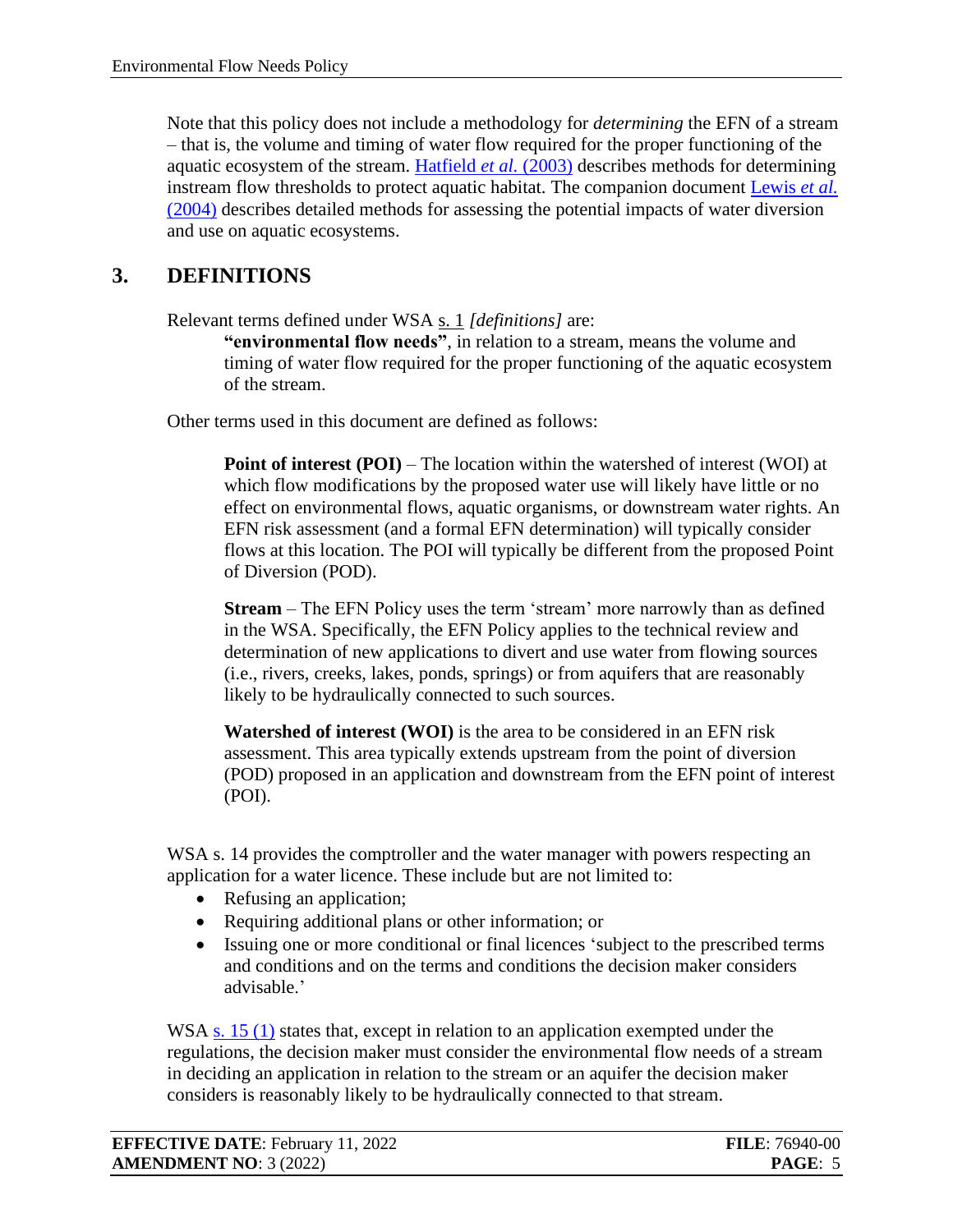Note that this policy does not include a methodology for *determining* the EFN of a stream – that is, the volume and timing of water flow required for the proper functioning of the aquatic ecosystem of the stream. Hatfield *et al.* (2003) describes methods for determining instream flow thresholds to protect aquatic habitat. The companion document Lewis *et al.* (2004) describes detailed methods for assessing the potential impacts of water diversion and use on aquatic ecosystems.

## 3. DEFINITIONS

Relevant terms defined under WSA s. 1 *[definitions]* are:

> **"environmental flow needs"**, in relation to a stream, means the volume and timing of water flow required for the proper functioning of the aquatic ecosystem of the stream.

Other terms used in this document are defined as follows:

> **Point of interest (POI)** – The location within the watershed of interest (WOI) at which flow modifications by the proposed water use will likely have little or no effect on environmental flows, aquatic organisms, or downstream water rights. An EFN risk assessment (and a formal EFN determination) will typically consider flows at this location. The POI will typically be different from the proposed Point of Diversion (POD).
>
> **Stream** – The EFN Policy uses the term 'stream' more narrowly than as defined in the WSA. Specifically, the EFN Policy applies to the technical review and determination of new applications to divert and use water from flowing sources (i.e., rivers, creeks, lakes, ponds, springs) or from aquifers that are reasonably likely to be hydraulically connected to such sources.
>
> **Watershed of interest (WOI)** is the area to be considered in an EFN risk assessment. This area typically extends upstream from the point of diversion (POD) proposed in an application and downstream from the EFN point of interest (POI).

WSA s. 14 provides the comptroller and the water manager with powers respecting an application for a water licence. These include but are not limited to:

- Refusing an application;
- Requiring additional plans or other information; or
- Issuing one or more conditional or final licences 'subject to the prescribed terms and conditions and on the terms and conditions the decision maker considers advisable.'

WSA s. 15 (1) states that, except in relation to an application exempted under the regulations, the decision maker must consider the environmental flow needs of a stream in deciding an application in relation to the stream or an aquifer the decision maker considers is reasonably likely to be hydraulically connected to that stream.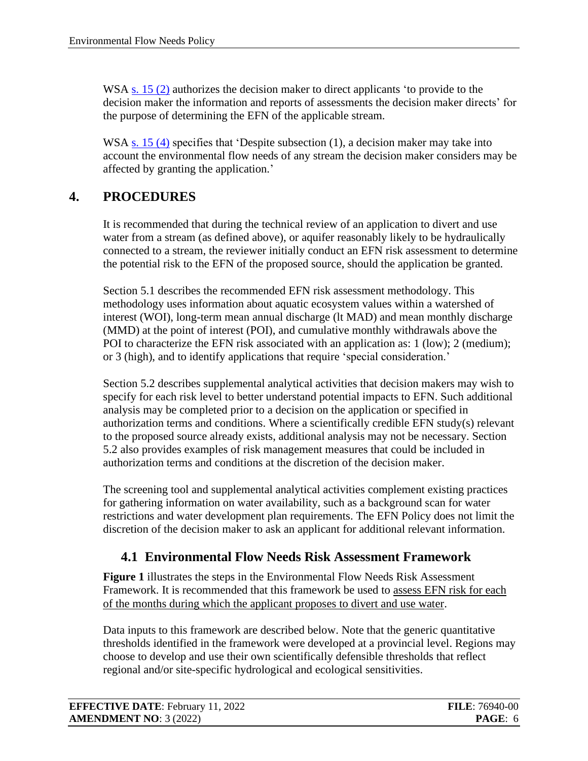WSA [s. 15 (2)] authorizes the decision maker to direct applicants 'to provide to the decision maker the information and reports of assessments the decision maker directs' for the purpose of determining the EFN of the applicable stream.

WSA [s. 15 (4)] specifies that 'Despite subsection (1), a decision maker may take into account the environmental flow needs of any stream the decision maker considers may be affected by granting the application.'

# 4. PROCEDURES

It is recommended that during the technical review of an application to divert and use water from a stream (as defined above), or aquifer reasonably likely to be hydraulically connected to a stream, the reviewer initially conduct an EFN risk assessment to determine the potential risk to the EFN of the proposed source, should the application be granted.

Section 5.1 describes the recommended EFN risk assessment methodology. This methodology uses information about aquatic ecosystem values within a watershed of interest (WOI), long-term mean annual discharge (lt MAD) and mean monthly discharge (MMD) at the point of interest (POI), and cumulative monthly withdrawals above the POI to characterize the EFN risk associated with an application as: 1 (low); 2 (medium); or 3 (high), and to identify applications that require 'special consideration.'

Section 5.2 describes supplemental analytical activities that decision makers may wish to specify for each risk level to better understand potential impacts to EFN. Such additional analysis may be completed prior to a decision on the application or specified in authorization terms and conditions. Where a scientifically credible EFN study(s) relevant to the proposed source already exists, additional analysis may not be necessary. Section 5.2 also provides examples of risk management measures that could be included in authorization terms and conditions at the discretion of the decision maker.

The screening tool and supplemental analytical activities complement existing practices for gathering information on water availability, such as a background scan for water restrictions and water development plan requirements. The EFN Policy does not limit the discretion of the decision maker to ask an applicant for additional relevant information.

## 4.1 Environmental Flow Needs Risk Assessment Framework

**Figure 1** illustrates the steps in the Environmental Flow Needs Risk Assessment Framework. It is recommended that this framework be used to assess EFN risk for each of the months during which the applicant proposes to divert and use water.

Data inputs to this framework are described below. Note that the generic quantitative thresholds identified in the framework were developed at a provincial level. Regions may choose to develop and use their own scientifically defensible thresholds that reflect regional and/or site-specific hydrological and ecological sensitivities.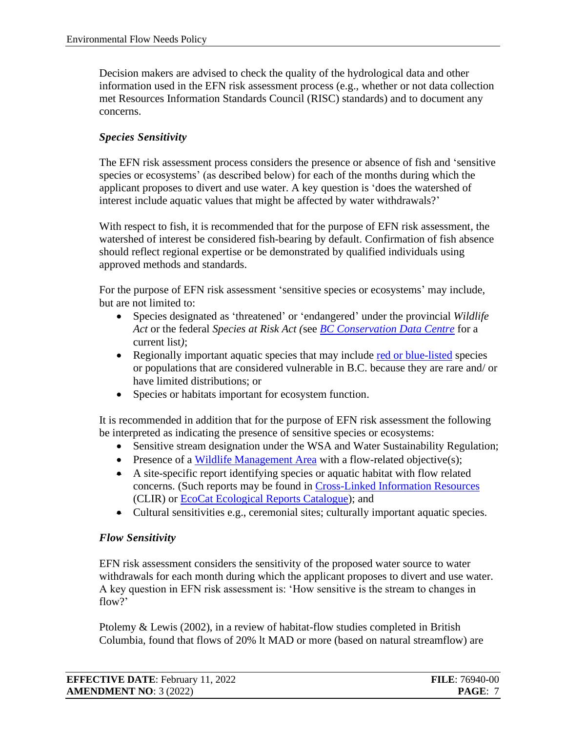Decision makers are advised to check the quality of the hydrological data and other information used in the EFN risk assessment process (e.g., whether or not data collection met Resources Information Standards Council (RISC) standards) and to document any concerns.

### *Species Sensitivity*

The EFN risk assessment process considers the presence or absence of fish and 'sensitive species or ecosystems' (as described below) for each of the months during which the applicant proposes to divert and use water. A key question is 'does the watershed of interest include aquatic values that might be affected by water withdrawals?'

With respect to fish, it is recommended that for the purpose of EFN risk assessment, the watershed of interest be considered fish-bearing by default. Confirmation of fish absence should reflect regional expertise or be demonstrated by qualified individuals using approved methods and standards.

For the purpose of EFN risk assessment 'sensitive species or ecosystems' may include, but are not limited to:

- Species designated as 'threatened' or 'endangered' under the provincial *Wildlife Act* or the federal *Species at Risk Act (*see *BC Conservation Data Centre* for a current list*)*;
- Regionally important aquatic species that may include red or blue-listed species or populations that are considered vulnerable in B.C. because they are rare and/ or have limited distributions; or
- Species or habitats important for ecosystem function.

It is recommended in addition that for the purpose of EFN risk assessment the following be interpreted as indicating the presence of sensitive species or ecosystems:

- Sensitive stream designation under the WSA and Water Sustainability Regulation;
- Presence of a Wildlife Management Area with a flow-related objective(s);
- A site-specific report identifying species or aquatic habitat with flow related concerns. (Such reports may be found in Cross-Linked Information Resources (CLIR) or EcoCat Ecological Reports Catalogue); and
- Cultural sensitivities e.g., ceremonial sites; culturally important aquatic species.

### *Flow Sensitivity*

EFN risk assessment considers the sensitivity of the proposed water source to water withdrawals for each month during which the applicant proposes to divert and use water. A key question in EFN risk assessment is: 'How sensitive is the stream to changes in flow?'

Ptolemy & Lewis (2002), in a review of habitat-flow studies completed in British Columbia, found that flows of 20% lt MAD or more (based on natural streamflow) are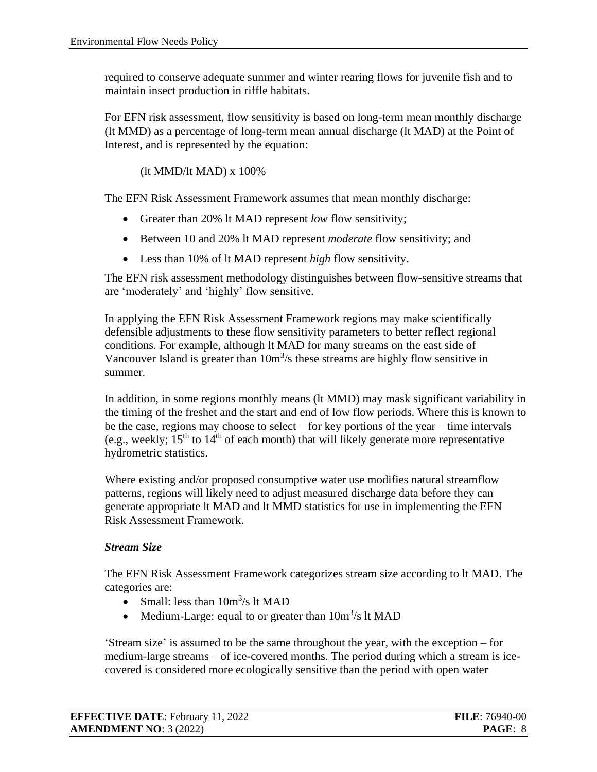required to conserve adequate summer and winter rearing flows for juvenile fish and to maintain insect production in riffle habitats.

For EFN risk assessment, flow sensitivity is based on long-term mean monthly discharge (lt MMD) as a percentage of long-term mean annual discharge (lt MAD) at the Point of Interest, and is represented by the equation:

$$(\text{lt MMD}/\text{lt MAD}) \times 100\%$$

The EFN Risk Assessment Framework assumes that mean monthly discharge:

- Greater than 20% lt MAD represent *low* flow sensitivity;
- Between 10 and 20% lt MAD represent *moderate* flow sensitivity; and
- Less than 10% of lt MAD represent *high* flow sensitivity.

The EFN risk assessment methodology distinguishes between flow-sensitive streams that are 'moderately' and 'highly' flow sensitive.

In applying the EFN Risk Assessment Framework regions may make scientifically defensible adjustments to these flow sensitivity parameters to better reflect regional conditions. For example, although lt MAD for many streams on the east side of Vancouver Island is greater than $10m^3/s$ these streams are highly flow sensitive in summer.

In addition, in some regions monthly means (lt MMD) may mask significant variability in the timing of the freshet and the start and end of low flow periods. Where this is known to be the case, regions may choose to select – for key portions of the year – time intervals (e.g., weekly; 15th to 14th of each month) that will likely generate more representative hydrometric statistics.

Where existing and/or proposed consumptive water use modifies natural streamflow patterns, regions will likely need to adjust measured discharge data before they can generate appropriate lt MAD and lt MMD statistics for use in implementing the EFN Risk Assessment Framework.

### *Stream Size*

The EFN Risk Assessment Framework categorizes stream size according to lt MAD. The categories are:

- Small: less than $10m^3/s$ lt MAD
- Medium-Large: equal to or greater than $10m^3/s$ lt MAD

'Stream size' is assumed to be the same throughout the year, with the exception – for medium-large streams – of ice-covered months. The period during which a stream is ice-covered is considered more ecologically sensitive than the period with open water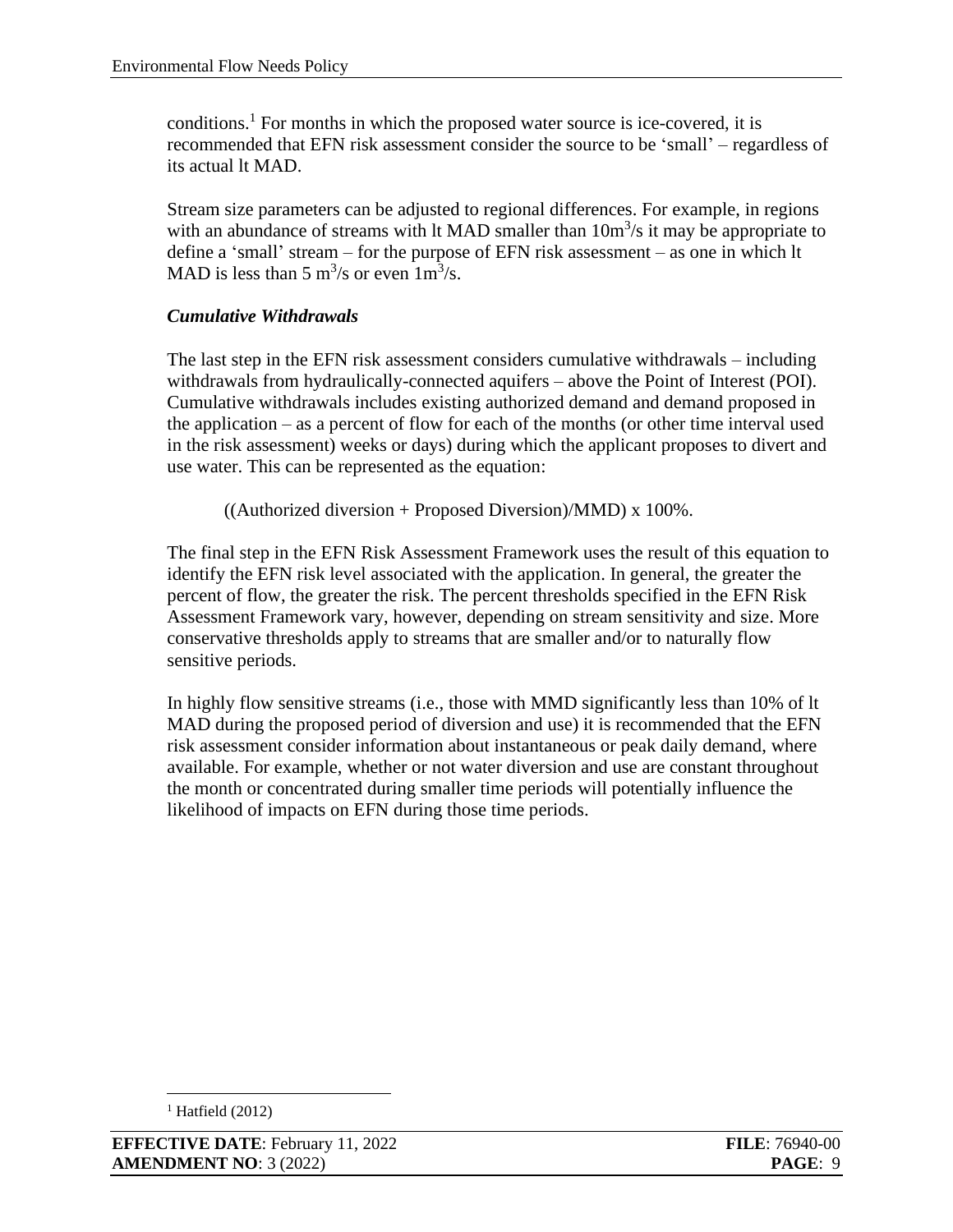conditions.[1] For months in which the proposed water source is ice-covered, it is recommended that EFN risk assessment consider the source to be 'small' – regardless of its actual lt MAD.

Stream size parameters can be adjusted to regional differences. For example, in regions with an abundance of streams with lt MAD smaller than $10m^3/s$ it may be appropriate to define a 'small' stream – for the purpose of EFN risk assessment – as one in which lt MAD is less than $5\ m^3/s$ or even $1m^3/s$.

### *Cumulative Withdrawals*

The last step in the EFN risk assessment considers cumulative withdrawals – including withdrawals from hydraulically-connected aquifers – above the Point of Interest (POI). Cumulative withdrawals includes existing authorized demand and demand proposed in the application – as a percent of flow for each of the months (or other time interval used in the risk assessment) weeks or days) during which the applicant proposes to divert and use water. This can be represented as the equation:

((Authorized diversion + Proposed Diversion)/MMD) x 100%.

The final step in the EFN Risk Assessment Framework uses the result of this equation to identify the EFN risk level associated with the application. In general, the greater the percent of flow, the greater the risk. The percent thresholds specified in the EFN Risk Assessment Framework vary, however, depending on stream sensitivity and size. More conservative thresholds apply to streams that are smaller and/or to naturally flow sensitive periods.

In highly flow sensitive streams (i.e., those with MMD significantly less than 10% of lt MAD during the proposed period of diversion and use) it is recommended that the EFN risk assessment consider information about instantaneous or peak daily demand, where available. For example, whether or not water diversion and use are constant throughout the month or concentrated during smaller time periods will potentially influence the likelihood of impacts on EFN during those time periods.

[1] Hatfield (2012)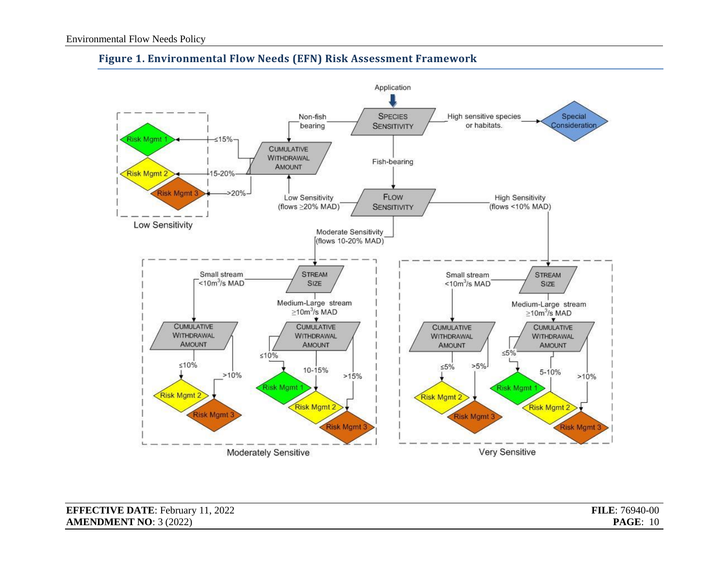### Figure 1. Environmental Flow Needs (EFN) Risk Assessment Framework

Application

- **SPECIES SENSITIVITY**
  - High sensitive species or habitats. → **Special Consideration**
  - Non-fish bearing → **CUMULATIVE WITHDRAWAL AMOUNT**
  - Fish-bearing → **FLOW SENSITIVITY**

**FLOW SENSITIVITY**

- Low Sensitivity (flows ≥20% MAD) → **CUMULATIVE WITHDRAWAL AMOUNT**
- Moderate Sensitivity (flows 10-20% MAD) → **STREAM SIZE** (Moderately Sensitive)
- High Sensitivity (flows <10% MAD) → **STREAM SIZE** (Very Sensitive)

**Low Sensitivity**

- **CUMULATIVE WITHDRAWAL AMOUNT**
  - ≤15% → Risk Mgmt 1
  - 15-20% → Risk Mgmt 2
  - >20% → Risk Mgmt 3

**Moderately Sensitive**

- **STREAM SIZE**
  - Small stream $<10m^3$/s MAD → **CUMULATIVE WITHDRAWAL AMOUNT**
    - ≤10% → Risk Mgmt 2
    - >10% → Risk Mgmt 3
  - Medium-Large stream $\geq10m^3$/s MAD → **CUMULATIVE WITHDRAWAL AMOUNT**
    - ≤10% → Risk Mgmt 1
    - 10-15% → Risk Mgmt 2
    - >15% → Risk Mgmt 3

**Very Sensitive**

- **STREAM SIZE**
  - Small stream $<10m^3$/s MAD → **CUMULATIVE WITHDRAWAL AMOUNT**
    - ≤5% → Risk Mgmt 2
    - >5% → Risk Mgmt 3
  - Medium-Large stream $\geq10m^3$/s MAD → **CUMULATIVE WITHDRAWAL AMOUNT**
    - ≤5% → Risk Mgmt 1
    - 5-10% → Risk Mgmt 2
    - >10% → Risk Mgmt 3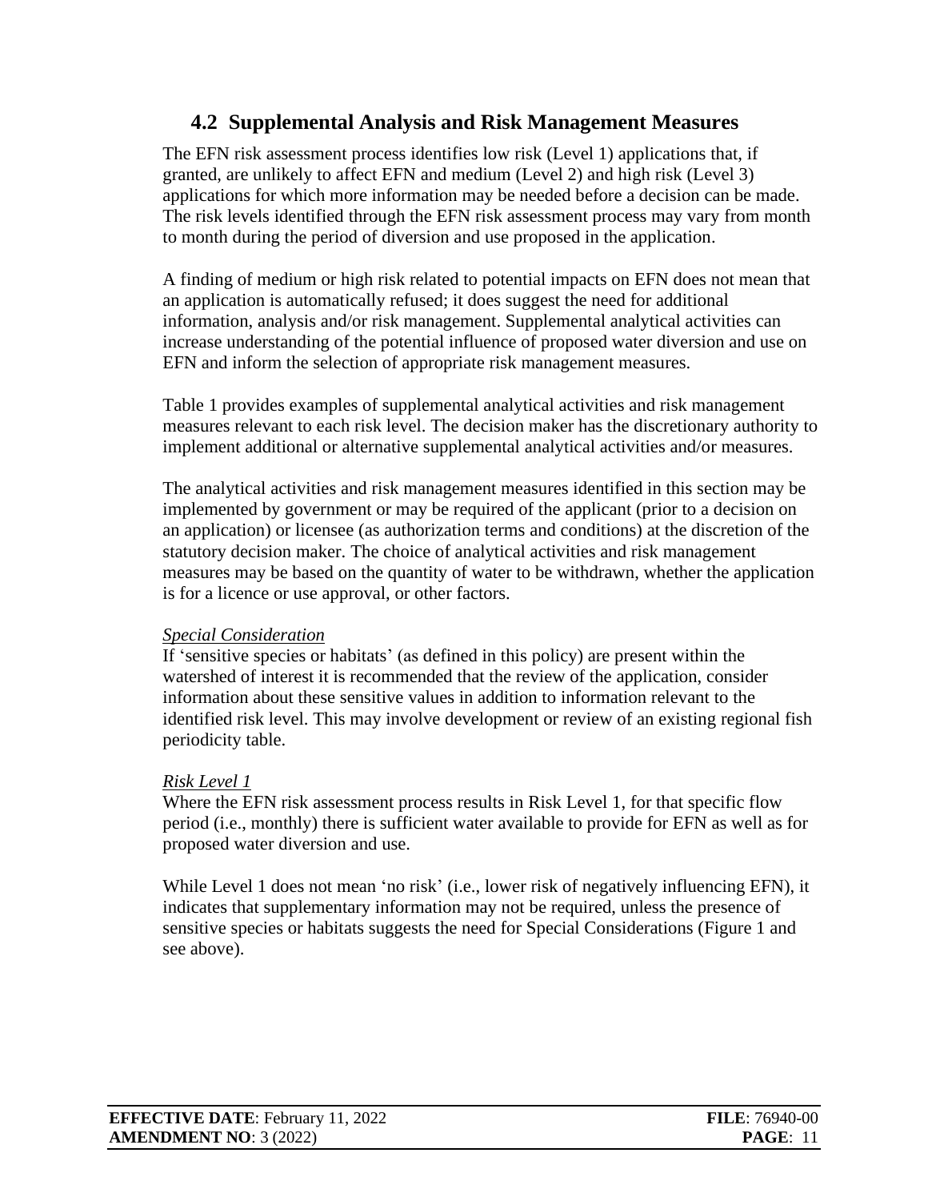## 4.2 Supplemental Analysis and Risk Management Measures

The EFN risk assessment process identifies low risk (Level 1) applications that, if granted, are unlikely to affect EFN and medium (Level 2) and high risk (Level 3) applications for which more information may be needed before a decision can be made. The risk levels identified through the EFN risk assessment process may vary from month to month during the period of diversion and use proposed in the application.

A finding of medium or high risk related to potential impacts on EFN does not mean that an application is automatically refused; it does suggest the need for additional information, analysis and/or risk management. Supplemental analytical activities can increase understanding of the potential influence of proposed water diversion and use on EFN and inform the selection of appropriate risk management measures.

Table 1 provides examples of supplemental analytical activities and risk management measures relevant to each risk level. The decision maker has the discretionary authority to implement additional or alternative supplemental analytical activities and/or measures.

The analytical activities and risk management measures identified in this section may be implemented by government or may be required of the applicant (prior to a decision on an application) or licensee (as authorization terms and conditions) at the discretion of the statutory decision maker. The choice of analytical activities and risk management measures may be based on the quantity of water to be withdrawn, whether the application is for a licence or use approval, or other factors.

*Special Consideration*

If 'sensitive species or habitats' (as defined in this policy) are present within the watershed of interest it is recommended that the review of the application, consider information about these sensitive values in addition to information relevant to the identified risk level. This may involve development or review of an existing regional fish periodicity table.

*Risk Level 1*

Where the EFN risk assessment process results in Risk Level 1, for that specific flow period (i.e., monthly) there is sufficient water available to provide for EFN as well as for proposed water diversion and use.

While Level 1 does not mean 'no risk' (i.e., lower risk of negatively influencing EFN), it indicates that supplementary information may not be required, unless the presence of sensitive species or habitats suggests the need for Special Considerations (Figure 1 and see above).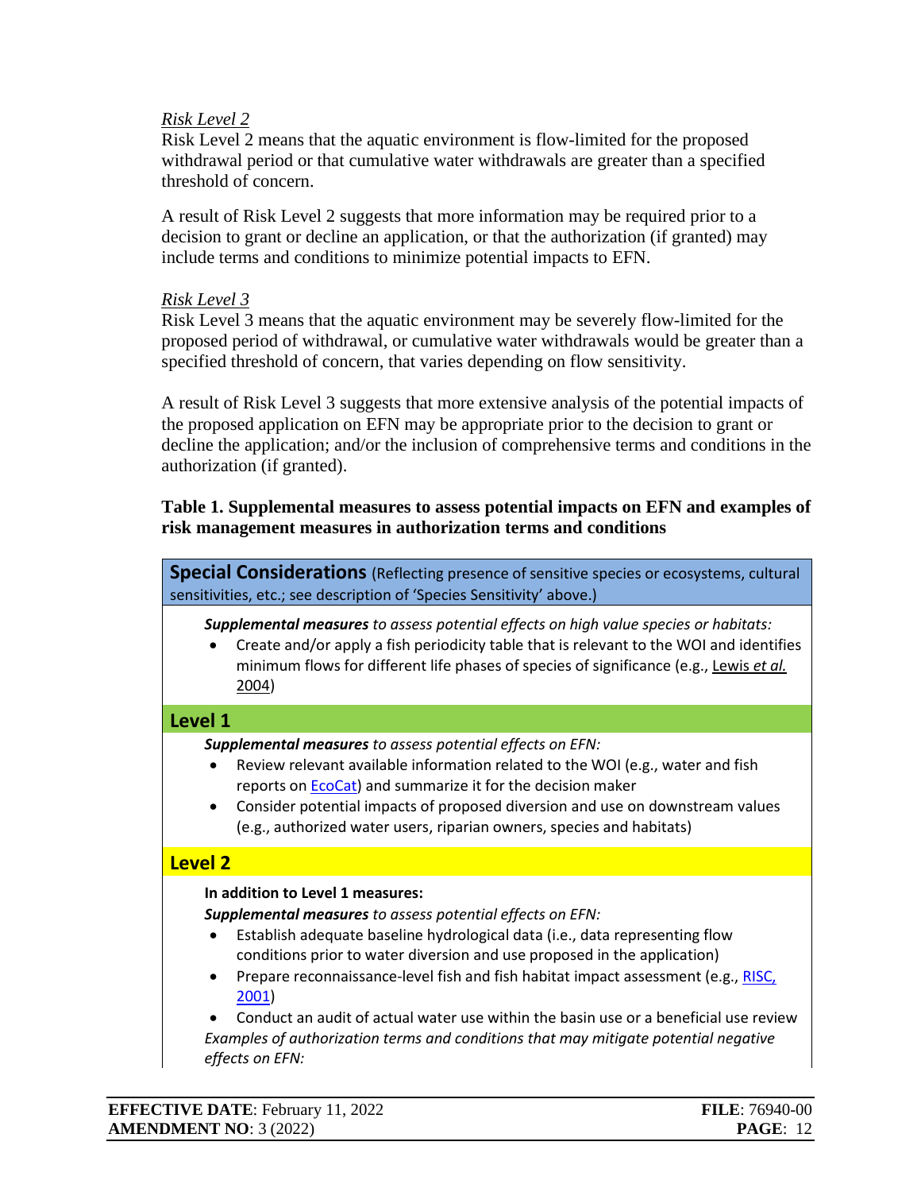*Risk Level 2*

Risk Level 2 means that the aquatic environment is flow-limited for the proposed withdrawal period or that cumulative water withdrawals are greater than a specified threshold of concern.

A result of Risk Level 2 suggests that more information may be required prior to a decision to grant or decline an application, or that the authorization (if granted) may include terms and conditions to minimize potential impacts to EFN.

*Risk Level 3*

Risk Level 3 means that the aquatic environment may be severely flow-limited for the proposed period of withdrawal, or cumulative water withdrawals would be greater than a specified threshold of concern, that varies depending on flow sensitivity.

A result of Risk Level 3 suggests that more extensive analysis of the potential impacts of the proposed application on EFN may be appropriate prior to the decision to grant or decline the application; and/or the inclusion of comprehensive terms and conditions in the authorization (if granted).

**Table 1. Supplemental measures to assess potential impacts on EFN and examples of risk management measures in authorization terms and conditions**

**Special Considerations** (Reflecting presence of sensitive species or ecosystems, cultural sensitivities, etc.; see description of 'Species Sensitivity' above.)

***Supplemental measures** to assess potential effects on high value species or habitats:*

- Create and/or apply a fish periodicity table that is relevant to the WOI and identifies minimum flows for different life phases of species of significance (e.g., Lewis *et al.* 2004)

**Level 1**

***Supplemental measures** to assess potential effects on EFN:*

- Review relevant available information related to the WOI (e.g., water and fish reports on EcoCat) and summarize it for the decision maker
- Consider potential impacts of proposed diversion and use on downstream values (e.g., authorized water users, riparian owners, species and habitats)

**Level 2**

**In addition to Level 1 measures:**

***Supplemental measures** to assess potential effects on EFN:*

- Establish adequate baseline hydrological data (i.e., data representing flow conditions prior to water diversion and use proposed in the application)
- Prepare reconnaissance-level fish and fish habitat impact assessment (e.g., RISC, 2001)
- Conduct an audit of actual water use within the basin use or a beneficial use review

*Examples of authorization terms and conditions that may mitigate potential negative effects on EFN:*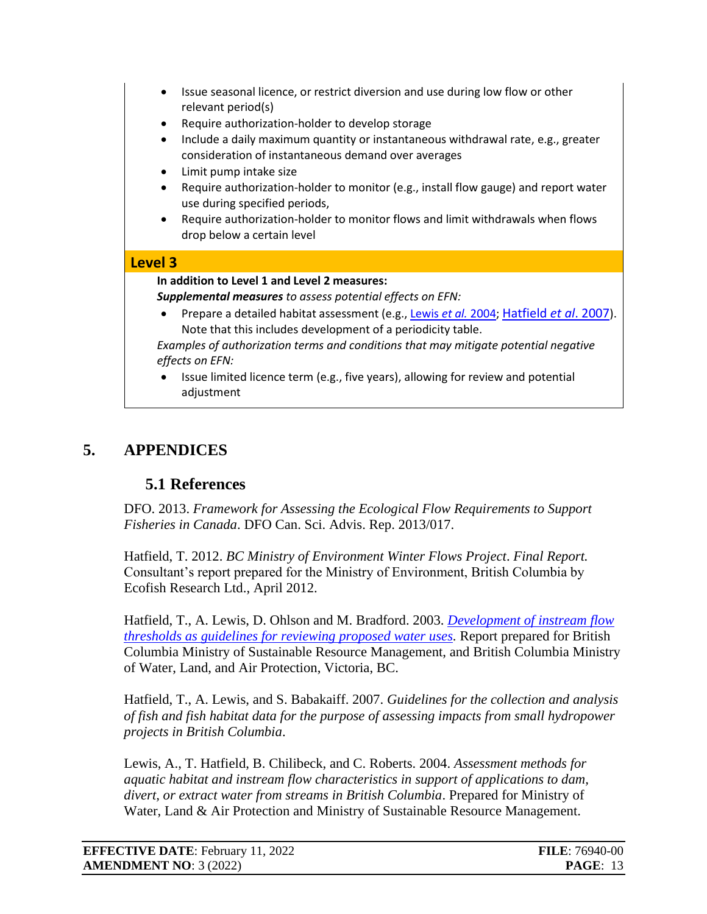- Issue seasonal licence, or restrict diversion and use during low flow or other relevant period(s)
- Require authorization-holder to develop storage
- Include a daily maximum quantity or instantaneous withdrawal rate, e.g., greater consideration of instantaneous demand over averages
- Limit pump intake size
- Require authorization-holder to monitor (e.g., install flow gauge) and report water use during specified periods,
- Require authorization-holder to monitor flows and limit withdrawals when flows drop below a certain level

**Level 3**

**In addition to Level 1 and Level 2 measures:**

***Supplemental measures*** *to assess potential effects on EFN:*

- Prepare a detailed habitat assessment (e.g., Lewis *et al.* 2004; Hatfield *et al*. 2007). Note that this includes development of a periodicity table.

*Examples of authorization terms and conditions that may mitigate potential negative effects on EFN:*

- Issue limited licence term (e.g., five years), allowing for review and potential adjustment

# 5. APPENDICES

## 5.1 References

DFO. 2013. *Framework for Assessing the Ecological Flow Requirements to Support Fisheries in Canada*. DFO Can. Sci. Advis. Rep. 2013/017.

Hatfield, T. 2012. *BC Ministry of Environment Winter Flows Project*. *Final Report.* Consultant's report prepared for the Ministry of Environment, British Columbia by Ecofish Research Ltd., April 2012.

Hatfield, T., A. Lewis, D. Ohlson and M. Bradford. 2003. *Development of instream flow thresholds as guidelines for reviewing proposed water uses.* Report prepared for British Columbia Ministry of Sustainable Resource Management, and British Columbia Ministry of Water, Land, and Air Protection, Victoria, BC.

Hatfield, T., A. Lewis, and S. Babakaiff. 2007. *Guidelines for the collection and analysis of fish and fish habitat data for the purpose of assessing impacts from small hydropower projects in British Columbia*.

Lewis, A., T. Hatfield, B. Chilibeck, and C. Roberts. 2004. *Assessment methods for aquatic habitat and instream flow characteristics in support of applications to dam, divert, or extract water from streams in British Columbia*. Prepared for Ministry of Water, Land & Air Protection and Ministry of Sustainable Resource Management.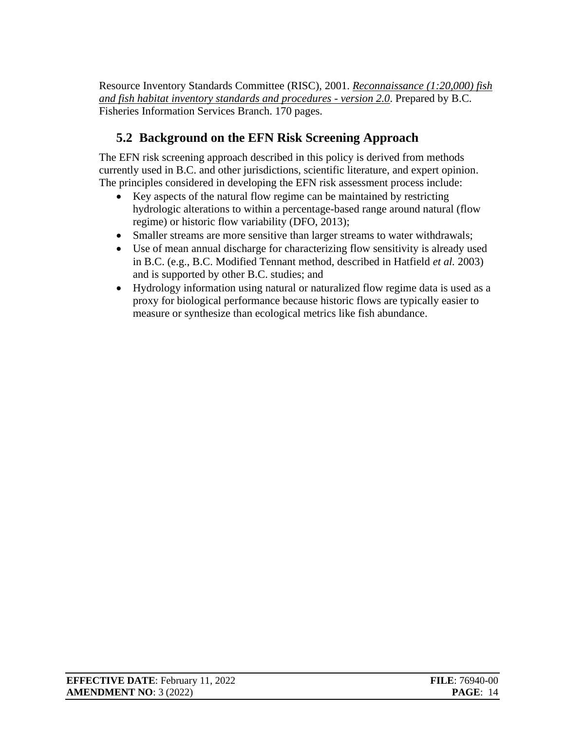Resource Inventory Standards Committee (RISC), 2001. *Reconnaissance (1:20,000) fish and fish habitat inventory standards and procedures - version 2.0*. Prepared by B.C. Fisheries Information Services Branch. 170 pages.

## 5.2 Background on the EFN Risk Screening Approach

The EFN risk screening approach described in this policy is derived from methods currently used in B.C. and other jurisdictions, scientific literature, and expert opinion. The principles considered in developing the EFN risk assessment process include:

- Key aspects of the natural flow regime can be maintained by restricting hydrologic alterations to within a percentage-based range around natural (flow regime) or historic flow variability (DFO, 2013);
- Smaller streams are more sensitive than larger streams to water withdrawals;
- Use of mean annual discharge for characterizing flow sensitivity is already used in B.C. (e.g., B.C. Modified Tennant method, described in Hatfield *et al.* 2003) and is supported by other B.C. studies; and
- Hydrology information using natural or naturalized flow regime data is used as a proxy for biological performance because historic flows are typically easier to measure or synthesize than ecological metrics like fish abundance.